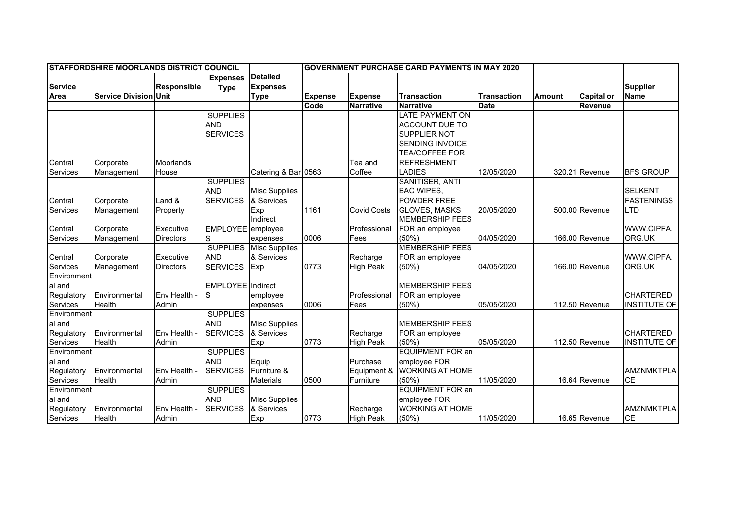| STAFFORDSHIRE MOORLANDS DISTRICT COUNCIL | | | | | GOVERNMENT PURCHASE CARD PAYMENTS IN MAY 2020 | | | | | | |
|---|---|---|---|---|---|---|---|---|---|---|---|
| Service Area | Service Division | Responsible Unit | Expenses Type | Detailed Expenses Type | Expense Code | Expense Narrative | Transaction Narrative | Transaction Date | Amount | Capital or Revenue | Supplier Name |
| Central Services | Corporate Management | Moorlands House | SUPPLIES AND SERVICES | Catering & Bar | 0563 | Tea and Coffee | LATE PAYMENT ON ACCOUNT DUE TO SUPPLIER NOT SENDING INVOICE TEA/COFFEE FOR REFRESHMENT LADIES | 12/05/2020 | 320.21 | Revenue | BFS GROUP |
| Central Services | Corporate Management | Land & Property | SUPPLIES AND SERVICES | Misc Supplies & Services Exp | 1161 | Covid Costs | SANITISER, ANTI BAC WIPES, POWDER FREE GLOVES, MASKS | 20/05/2020 | 500.00 | Revenue | SELKENT FASTENINGS LTD |
| Central Services | Corporate Management | Executive Directors | EMPLOYEES | Indirect employee expenses | 0006 | Professional Fees | MEMBERSHIP FEES FOR an employee (50%) | 04/05/2020 | 166.00 | Revenue | WWW.CIPFA.ORG.UK |
| Central Services | Corporate Management | Executive Directors | SUPPLIES AND SERVICES | Misc Supplies & Services Exp | 0773 | Recharge High Peak | MEMBERSHIP FEES FOR an employee (50%) | 04/05/2020 | 166.00 | Revenue | WWW.CIPFA.ORG.UK |
| Environmental and Regulatory Services | Environmental Health | Env Health - Admin | EMPLOYEES | Indirect employee expenses | 0006 | Professional Fees | MEMBERSHIP FEES FOR an employee (50%) | 05/05/2020 | 112.50 | Revenue | CHARTERED INSTITUTE OF |
| Environmental and Regulatory Services | Environmental Health | Env Health - Admin | SUPPLIES AND SERVICES | Misc Supplies & Services Exp | 0773 | Recharge High Peak | MEMBERSHIP FEES FOR an employee (50%) | 05/05/2020 | 112.50 | Revenue | CHARTERED INSTITUTE OF |
| Environmental and Regulatory Services | Environmental Health | Env Health - Admin | SUPPLIES AND SERVICES | Equip Furniture & Materials | 0500 | Purchase Equipment & Furniture | EQUIPMENT FOR an employee FOR WORKING AT HOME (50%) | 11/05/2020 | 16.64 | Revenue | AMZNMKTPLACE |
| Environmental and Regulatory Services | Environmental Health | Env Health - Admin | SUPPLIES AND SERVICES | Misc Supplies & Services Exp | 0773 | Recharge High Peak | EQUIPMENT FOR an employee FOR WORKING AT HOME (50%) | 11/05/2020 | 16.65 | Revenue | AMZNMKTPLACE |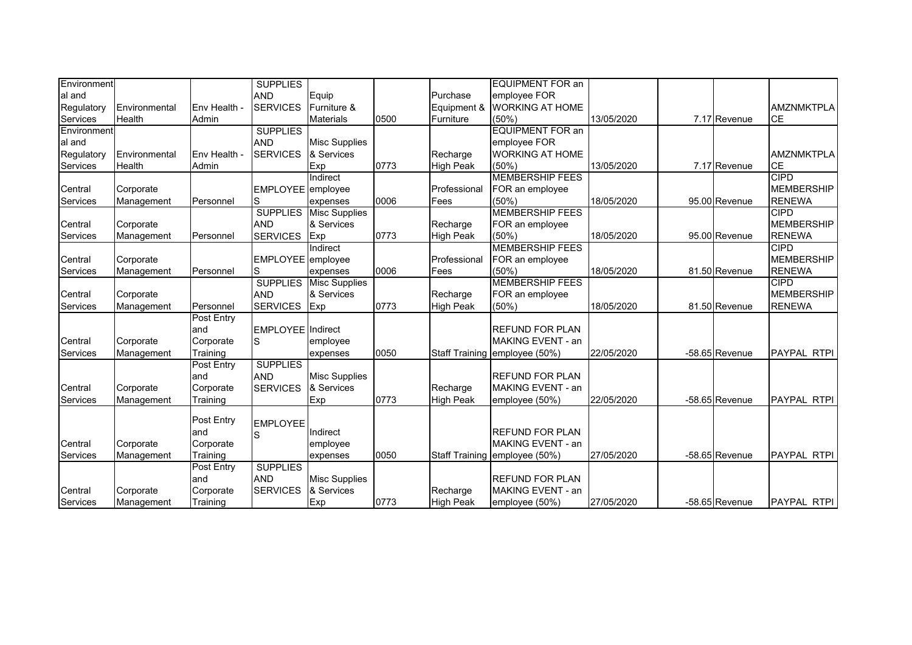| | | | | | | | | | | | | |
|---|---|---|---|---|---|---|---|---|---|---|---|---|
| Environmental and Regulatory Services | Environmental Health | Env Health - Admin | SUPPLIES AND SERVICES | Equip Furniture & Materials | 0500 | Purchase Equipment & Furniture | EQUIPMENT FOR an employee FOR WORKING AT HOME (50%) | 13/05/2020 | | 7.17 | Revenue | AMZNMKTPLACE |
| Environmental and Regulatory Services | Environmental Health | Env Health - Admin | SUPPLIES AND SERVICES | Misc Supplies & Services Exp | 0773 | Recharge High Peak | EQUIPMENT FOR an employee FOR WORKING AT HOME (50%) | 13/05/2020 | | 7.17 | Revenue | AMZNMKTPLACE |
| Central Services | Corporate Management | Personnel | EMPLOYEES | Indirect employee expenses | 0006 | Professional Fees | MEMBERSHIP FEES FOR an employee (50%) | 18/05/2020 | | 95.00 | Revenue | CIPD MEMBERSHIP RENEWA |
| Central Services | Corporate Management | Personnel | SUPPLIES AND SERVICES | Misc Supplies & Services Exp | 0773 | Recharge High Peak | MEMBERSHIP FEES FOR an employee (50%) | 18/05/2020 | | 95.00 | Revenue | CIPD MEMBERSHIP RENEWA |
| Central Services | Corporate Management | Personnel | EMPLOYEES | Indirect employee expenses | 0006 | Professional Fees | MEMBERSHIP FEES FOR an employee (50%) | 18/05/2020 | | 81.50 | Revenue | CIPD MEMBERSHIP RENEWA |
| Central Services | Corporate Management | Personnel | SUPPLIES AND SERVICES | Misc Supplies & Services Exp | 0773 | Recharge High Peak | MEMBERSHIP FEES FOR an employee (50%) | 18/05/2020 | | 81.50 | Revenue | CIPD MEMBERSHIP RENEWA |
| Central Services | Corporate Management | Post Entry and Corporate Training | EMPLOYEES | Indirect employee expenses | 0050 | Staff Training | REFUND FOR PLAN MAKING EVENT - an employee (50%) | 22/05/2020 | | -58.65 | Revenue | PAYPAL RTPI |
| Central Services | Corporate Management | Post Entry and Corporate Training | SUPPLIES AND SERVICES | Misc Supplies & Services Exp | 0773 | Recharge High Peak | REFUND FOR PLAN MAKING EVENT - an employee (50%) | 22/05/2020 | | -58.65 | Revenue | PAYPAL RTPI |
| Central Services | Corporate Management | Post Entry and Corporate Training | EMPLOYEES | Indirect employee expenses | 0050 | Staff Training | REFUND FOR PLAN MAKING EVENT - an employee (50%) | 27/05/2020 | | -58.65 | Revenue | PAYPAL RTPI |
| Central Services | Corporate Management | Post Entry and Corporate Training | SUPPLIES AND SERVICES | Misc Supplies & Services Exp | 0773 | Recharge High Peak | REFUND FOR PLAN MAKING EVENT - an employee (50%) | 27/05/2020 | | -58.65 | Revenue | PAYPAL RTPI |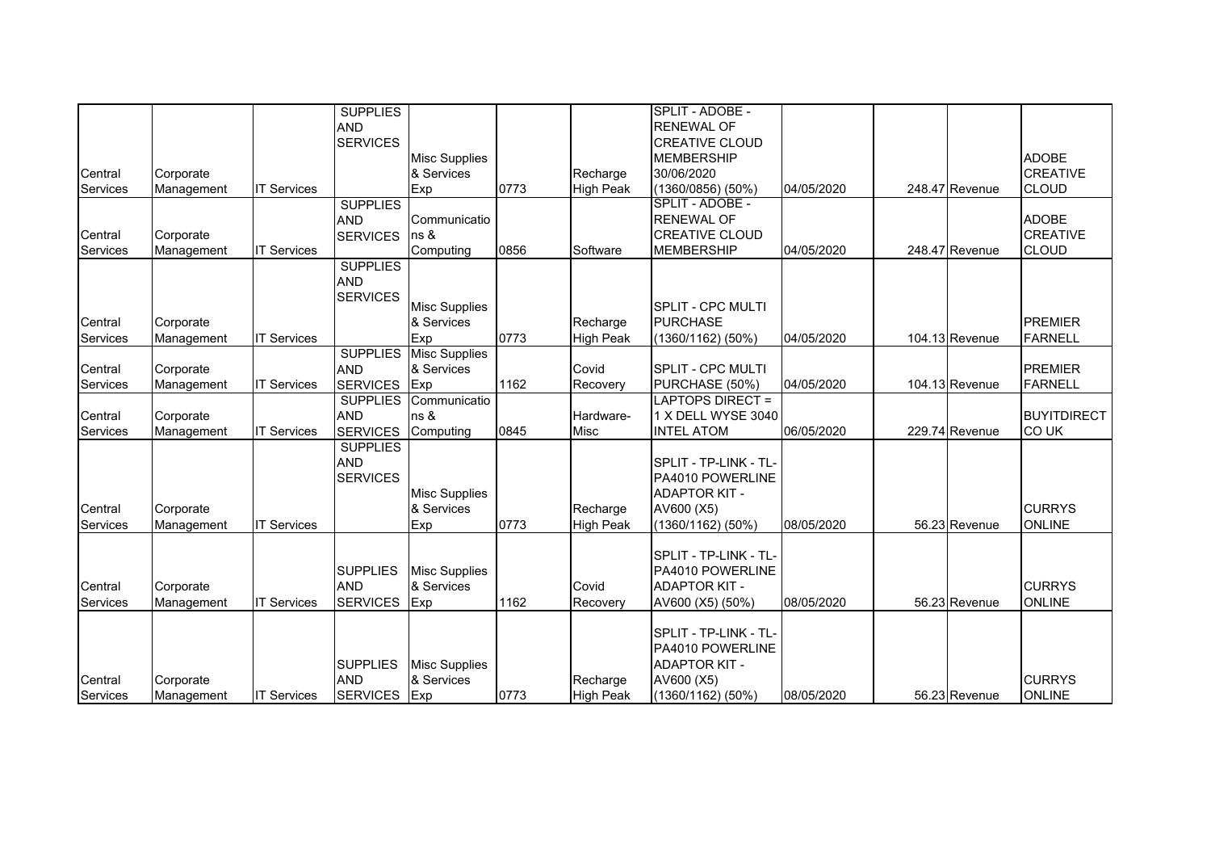| | | | | | | | | | | | |
|---|---|---|---|---|---|---|---|---|---|---|---|
| Central Services | Corporate Management | IT Services | SUPPLIES AND SERVICES | Misc Supplies & Services Exp | 0773 | Recharge High Peak | SPLIT - ADOBE - RENEWAL OF CREATIVE CLOUD MEMBERSHIP 30/06/2020 (1360/0856) (50%) | 04/05/2020 | 248.47 | Revenue | ADOBE CREATIVE CLOUD |
| Central Services | Corporate Management | IT Services | SUPPLIES AND SERVICES | Communications & Computing | 0856 | Software | SPLIT - ADOBE - RENEWAL OF CREATIVE CLOUD MEMBERSHIP | 04/05/2020 | 248.47 | Revenue | ADOBE CREATIVE CLOUD |
| Central Services | Corporate Management | IT Services | SUPPLIES AND SERVICES | Misc Supplies & Services Exp | 0773 | Recharge High Peak | SPLIT - CPC MULTI PURCHASE (1360/1162) (50%) | 04/05/2020 | 104.13 | Revenue | PREMIER FARNELL |
| Central Services | Corporate Management | IT Services | SUPPLIES AND SERVICES | Misc Supplies & Services Exp | 1162 | Covid Recovery | SPLIT - CPC MULTI PURCHASE (50%) | 04/05/2020 | 104.13 | Revenue | PREMIER FARNELL |
| Central Services | Corporate Management | IT Services | SUPPLIES AND SERVICES | Communications & Computing | 0845 | Hardware-Misc | LAPTOPS DIRECT = 1 X DELL WYSE 3040 INTEL ATOM | 06/05/2020 | 229.74 | Revenue | BUYITDIRECT CO UK |
| Central Services | Corporate Management | IT Services | SUPPLIES AND SERVICES | Misc Supplies & Services Exp | 0773 | Recharge High Peak | SPLIT - TP-LINK - TL-PA4010 POWERLINE ADAPTOR KIT - AV600 (X5) (1360/1162) (50%) | 08/05/2020 | 56.23 | Revenue | CURRYS ONLINE |
| Central Services | Corporate Management | IT Services | SUPPLIES AND SERVICES | Misc Supplies & Services Exp | 1162 | Covid Recovery | SPLIT - TP-LINK - TL-PA4010 POWERLINE ADAPTOR KIT - AV600 (X5) (50%) | 08/05/2020 | 56.23 | Revenue | CURRYS ONLINE |
| Central Services | Corporate Management | IT Services | SUPPLIES AND SERVICES | Misc Supplies & Services Exp | 0773 | Recharge High Peak | SPLIT - TP-LINK - TL-PA4010 POWERLINE ADAPTOR KIT - AV600 (X5) (1360/1162) (50%) | 08/05/2020 | 56.23 | Revenue | CURRYS ONLINE |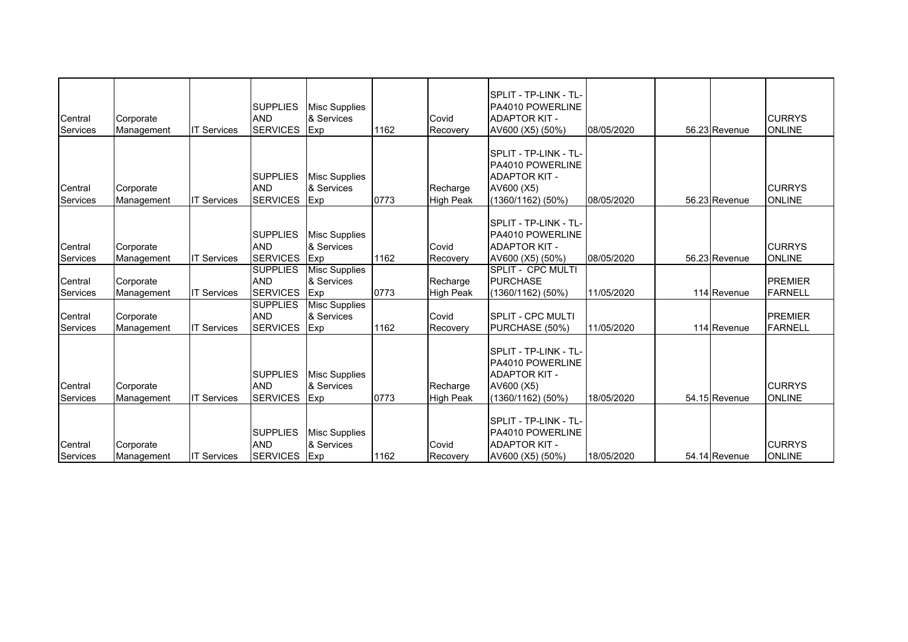| | | | | | | | | | | | | |
|---|---|---|---|---|---|---|---|---|---|---|---|---|
| Central Services | Corporate Management | IT Services | SUPPLIES AND SERVICES | Misc Supplies & Services Exp | 1162 | Covid Recovery | SPLIT - TP-LINK - TL-PA4010 POWERLINE ADAPTOR KIT - AV600 (X5) (50%) | 08/05/2020 | | 56.23 | Revenue | CURRYS ONLINE |
| Central Services | Corporate Management | IT Services | SUPPLIES AND SERVICES | Misc Supplies & Services Exp | 0773 | Recharge High Peak | SPLIT - TP-LINK - TL-PA4010 POWERLINE ADAPTOR KIT - AV600 (X5) (1360/1162) (50%) | 08/05/2020 | | 56.23 | Revenue | CURRYS ONLINE |
| Central Services | Corporate Management | IT Services | SUPPLIES AND SERVICES | Misc Supplies & Services Exp | 1162 | Covid Recovery | SPLIT - TP-LINK - TL-PA4010 POWERLINE ADAPTOR KIT - AV600 (X5) (50%) | 08/05/2020 | | 56.23 | Revenue | CURRYS ONLINE |
| Central Services | Corporate Management | IT Services | SUPPLIES AND SERVICES | Misc Supplies & Services Exp | 0773 | Recharge High Peak | SPLIT - CPC MULTI PURCHASE (1360/1162) (50%) | 11/05/2020 | | 114 | Revenue | PREMIER FARNELL |
| Central Services | Corporate Management | IT Services | SUPPLIES AND SERVICES | Misc Supplies & Services Exp | 1162 | Covid Recovery | SPLIT - CPC MULTI PURCHASE (50%) | 11/05/2020 | | 114 | Revenue | PREMIER FARNELL |
| Central Services | Corporate Management | IT Services | SUPPLIES AND SERVICES | Misc Supplies & Services Exp | 0773 | Recharge High Peak | SPLIT - TP-LINK - TL-PA4010 POWERLINE ADAPTOR KIT - AV600 (X5) (1360/1162) (50%) | 18/05/2020 | | 54.15 | Revenue | CURRYS ONLINE |
| Central Services | Corporate Management | IT Services | SUPPLIES AND SERVICES | Misc Supplies & Services Exp | 1162 | Covid Recovery | SPLIT - TP-LINK - TL-PA4010 POWERLINE ADAPTOR KIT - AV600 (X5) (50%) | 18/05/2020 | | 54.14 | Revenue | CURRYS ONLINE |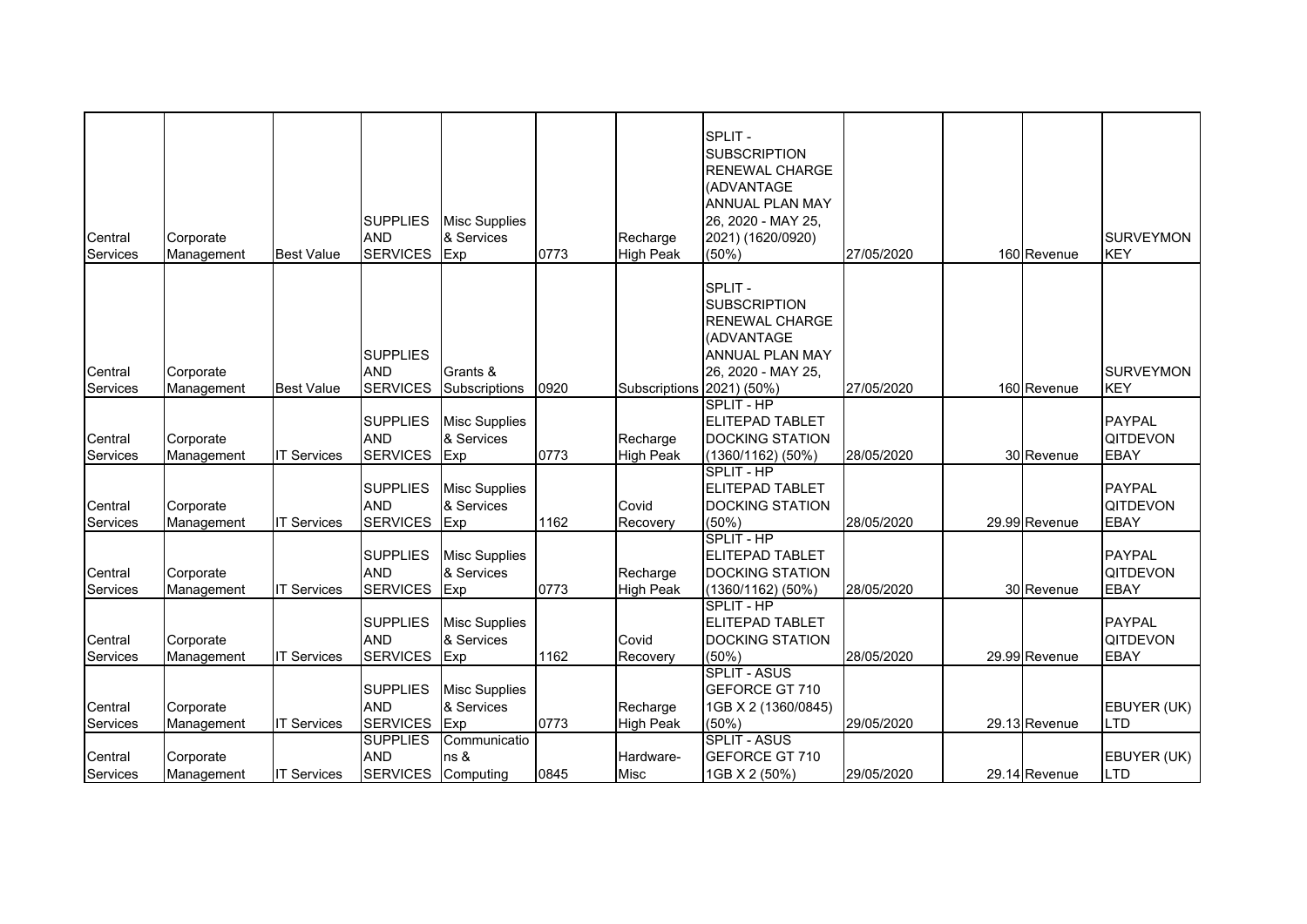| | | | | | | | | | | | |
|---|---|---|---|---|---|---|---|---|---|---|---|
| Central Services | Corporate Management | Best Value | SUPPLIES AND SERVICES | Misc Supplies & Services Exp | 0773 | Recharge High Peak | SPLIT - SUBSCRIPTION RENEWAL CHARGE (ADVANTAGE ANNUAL PLAN MAY 26, 2020 - MAY 25, 2021) (1620/0920) (50%) | 27/05/2020 | 160 | Revenue | SURVEYMONKEY |
| Central Services | Corporate Management | Best Value | SUPPLIES AND SERVICES | Grants & Subscriptions | 0920 | Subscriptions | SPLIT - SUBSCRIPTION RENEWAL CHARGE (ADVANTAGE ANNUAL PLAN MAY 26, 2020 - MAY 25, 2021) (50%) | 27/05/2020 | 160 | Revenue | SURVEYMONKEY |
| Central Services | Corporate Management | IT Services | SUPPLIES AND SERVICES | Misc Supplies & Services Exp | 0773 | Recharge High Peak | SPLIT - HP ELITEPAD TABLET DOCKING STATION (1360/1162) (50%) | 28/05/2020 | 30 | Revenue | PAYPAL QITDEVON EBAY |
| Central Services | Corporate Management | IT Services | SUPPLIES AND SERVICES | Misc Supplies & Services Exp | 1162 | Covid Recovery | SPLIT - HP ELITEPAD TABLET DOCKING STATION (50%) | 28/05/2020 | 29.99 | Revenue | PAYPAL QITDEVON EBAY |
| Central Services | Corporate Management | IT Services | SUPPLIES AND SERVICES | Misc Supplies & Services Exp | 0773 | Recharge High Peak | SPLIT - HP ELITEPAD TABLET DOCKING STATION (1360/1162) (50%) | 28/05/2020 | 30 | Revenue | PAYPAL QITDEVON EBAY |
| Central Services | Corporate Management | IT Services | SUPPLIES AND SERVICES | Misc Supplies & Services Exp | 1162 | Covid Recovery | SPLIT - HP ELITEPAD TABLET DOCKING STATION (50%) | 28/05/2020 | 29.99 | Revenue | PAYPAL QITDEVON EBAY |
| Central Services | Corporate Management | IT Services | SUPPLIES AND SERVICES | Misc Supplies & Services Exp | 0773 | Recharge High Peak | SPLIT - ASUS GEFORCE GT 710 1GB X 2 (1360/0845) (50%) | 29/05/2020 | 29.13 | Revenue | EBUYER (UK) LTD |
| Central Services | Corporate Management | IT Services | SUPPLIES AND SERVICES | Communications & Computing | 0845 | Hardware-Misc | SPLIT - ASUS GEFORCE GT 710 1GB X 2 (50%) | 29/05/2020 | 29.14 | Revenue | EBUYER (UK) LTD |